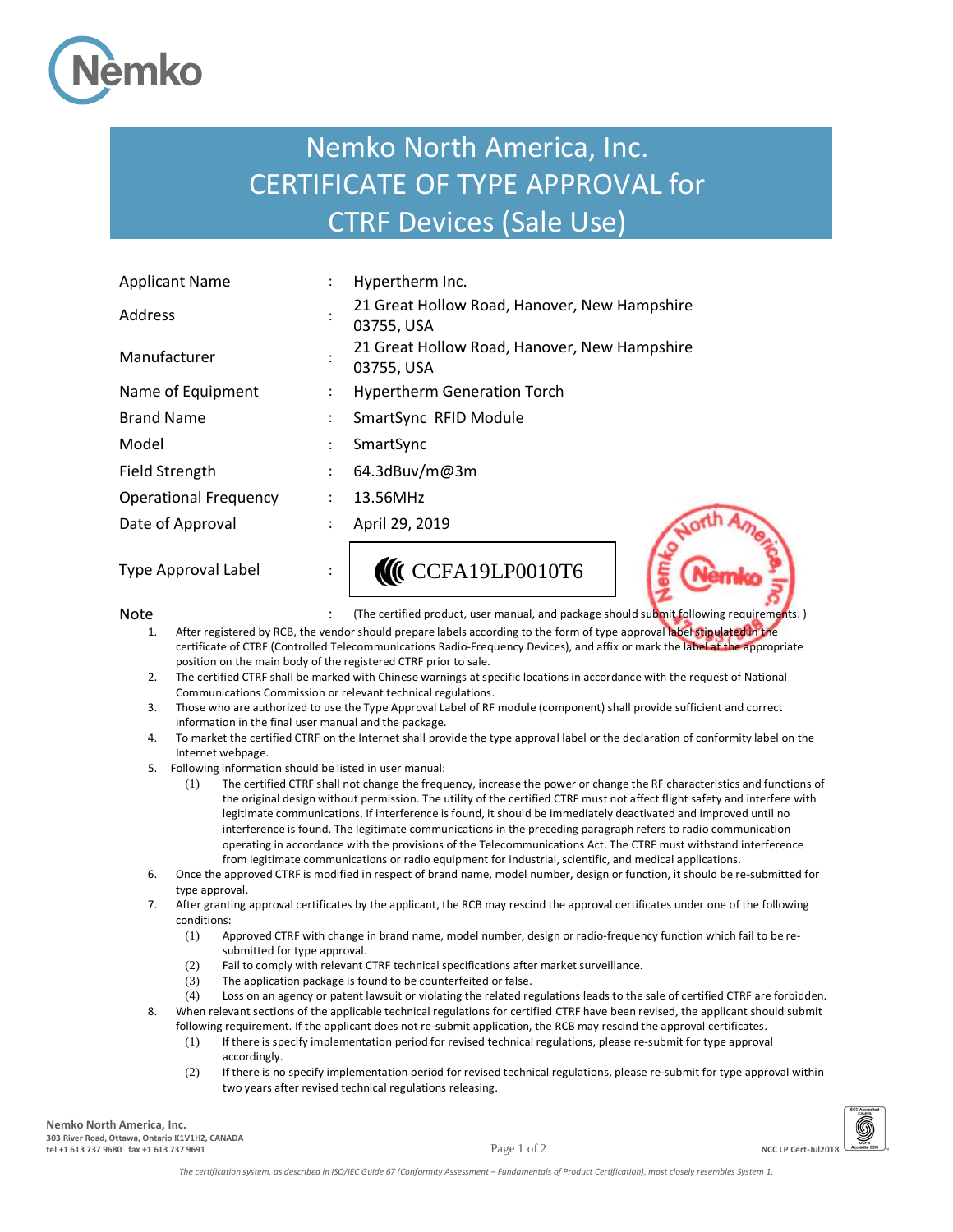# Nemko North America, Inc.
# CERTIFICATE OF TYPE APPROVAL for CTRF Devices (Sale Use)

| | | |
|---|---|---|
| Applicant Name | : | Hypertherm Inc. |
| Address | : | 21 Great Hollow Road, Hanover, New Hampshire 03755, USA |
| Manufacturer | : | 21 Great Hollow Road, Hanover, New Hampshire 03755, USA |
| Name of Equipment | : | Hypertherm Generation Torch |
| Brand Name | : | SmartSync RFID Module |
| Model | : | SmartSync |
| Field Strength | : | 64.3dBuv/m@3m |
| Operational Frequency | : | 13.56MHz |
| Date of Approval | : | April 29, 2019 |
| Type Approval Label | : | CCFA19LP0010T6 |

Note : (The certified product, user manual, and package should submit following requirements. )

1. After registered by RCB, the vendor should prepare labels according to the form of type approval label stipulated in the certificate of CTRF (Controlled Telecommunications Radio-Frequency Devices), and affix or mark the label at the appropriate position on the main body of the registered CTRF prior to sale.
2. The certified CTRF shall be marked with Chinese warnings at specific locations in accordance with the request of National Communications Commission or relevant technical regulations.
3. Those who are authorized to use the Type Approval Label of RF module (component) shall provide sufficient and correct information in the final user manual and the package.
4. To market the certified CTRF on the Internet shall provide the type approval label or the declaration of conformity label on the Internet webpage.
5. Following information should be listed in user manual:
   (1) The certified CTRF shall not change the frequency, increase the power or change the RF characteristics and functions of the original design without permission. The utility of the certified CTRF must not affect flight safety and interfere with legitimate communications. If interference is found, it should be immediately deactivated and improved until no interference is found. The legitimate communications in the preceding paragraph refers to radio communication operating in accordance with the provisions of the Telecommunications Act. The CTRF must withstand interference from legitimate communications or radio equipment for industrial, scientific, and medical applications.
6. Once the approved CTRF is modified in respect of brand name, model number, design or function, it should be re-submitted for type approval.
7. After granting approval certificates by the applicant, the RCB may rescind the approval certificates under one of the following conditions:
   (1) Approved CTRF with change in brand name, model number, design or radio-frequency function which fail to be re-submitted for type approval.
   (2) Fail to comply with relevant CTRF technical specifications after market surveillance.
   (3) The application package is found to be counterfeited or false.
   (4) Loss on an agency or patent lawsuit or violating the related regulations leads to the sale of certified CTRF are forbidden.
8. When relevant sections of the applicable technical regulations for certified CTRF have been revised, the applicant should submit following requirement. If the applicant does not re-submit application, the RCB may rescind the approval certificates.
   (1) If there is specify implementation period for revised technical regulations, please re-submit for type approval accordingly.
   (2) If there is no specify implementation period for revised technical regulations, please re-submit for type approval within two years after revised technical regulations releasing.

**Nemko North America, Inc.**
303 River Road, Ottawa, Ontario K1V1H2, CANADA
tel +1 613 737 9680 fax +1 613 737 9691

NCC LP Cert-Jul2018

*The certification system, as described in ISO/IEC Guide 67 (Conformity Assessment – Fundamentals of Product Certification), most closely resembles System 1.*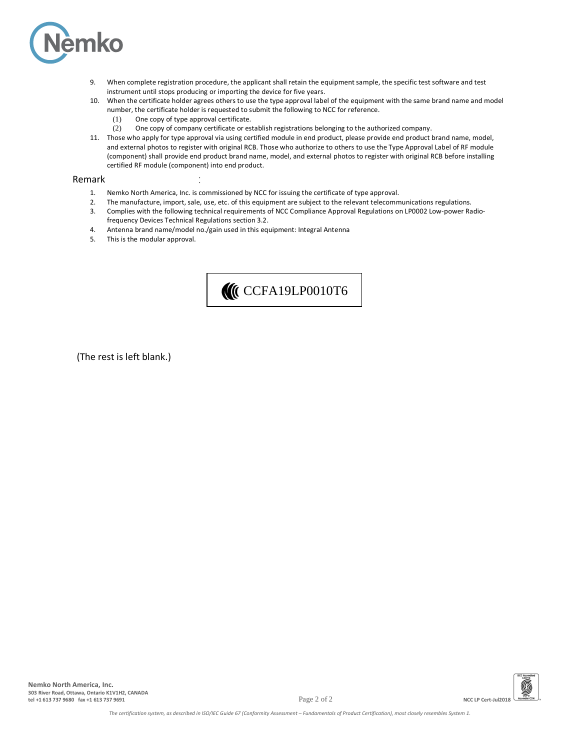9. When complete registration procedure, the applicant shall retain the equipment sample, the specific test software and test instrument until stops producing or importing the device for five years.
10. When the certificate holder agrees others to use the type approval label of the equipment with the same brand name and model number, the certificate holder is requested to submit the following to NCC for reference.
    (1) One copy of type approval certificate.
    (2) One copy of company certificate or establish registrations belonging to the authorized company.
11. Those who apply for type approval via using certified module in end product, please provide end product brand name, model, and external photos to register with original RCB. Those who authorize to others to use the Type Approval Label of RF module (component) shall provide end product brand name, model, and external photos to register with original RCB before installing certified RF module (component) into end product.

Remark :

1. Nemko North America, Inc. is commissioned by NCC for issuing the certificate of type approval.
2. The manufacture, import, sale, use, etc. of this equipment are subject to the relevant telecommunications regulations.
3. Complies with the following technical requirements of NCC Compliance Approval Regulations on LP0002 Low-power Radio-frequency Devices Technical Regulations section 3.2.
4. Antenna brand name/model no./gain used in this equipment: Integral Antenna
5. This is the modular approval.

CCFA19LP0010T6

(The rest is left blank.)

**Nemko North America, Inc.**
**303 River Road, Ottawa, Ontario K1V1H2, CANADA**
**tel +1 613 737 9680 fax +1 613 737 9691**

**NCC LP Cert-Jul2018**

*The certification system, as described in ISO/IEC Guide 67 (Conformity Assessment – Fundamentals of Product Certification), most closely resembles System 1.*